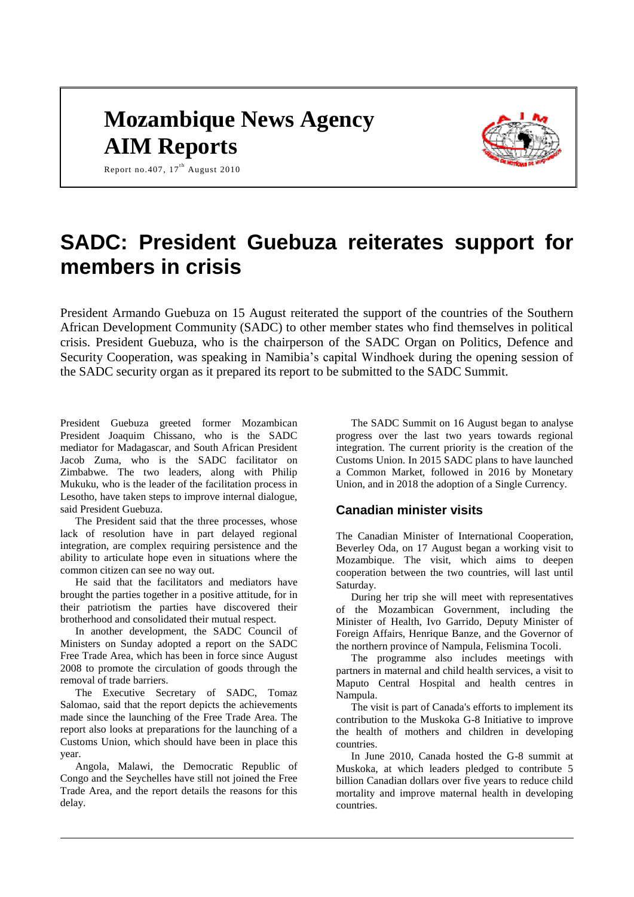# Mozambique News Agency
# AIM Reports

Report no.407, 17th August 2010

# SADC: President Guebuza reiterates support for members in crisis

President Armando Guebuza on 15 August reiterated the support of the countries of the Southern African Development Community (SADC) to other member states who find themselves in political crisis. President Guebuza, who is the chairperson of the SADC Organ on Politics, Defence and Security Cooperation, was speaking in Namibia's capital Windhoek during the opening session of the SADC security organ as it prepared its report to be submitted to the SADC Summit.

President Guebuza greeted former Mozambican President Joaquim Chissano, who is the SADC mediator for Madagascar, and South African President Jacob Zuma, who is the SADC facilitator on Zimbabwe. The two leaders, along with Philip Mukuku, who is the leader of the facilitation process in Lesotho, have taken steps to improve internal dialogue, said President Guebuza.

The President said that the three processes, whose lack of resolution have in part delayed regional integration, are complex requiring persistence and the ability to articulate hope even in situations where the common citizen can see no way out.

He said that the facilitators and mediators have brought the parties together in a positive attitude, for in their patriotism the parties have discovered their brotherhood and consolidated their mutual respect.

In another development, the SADC Council of Ministers on Sunday adopted a report on the SADC Free Trade Area, which has been in force since August 2008 to promote the circulation of goods through the removal of trade barriers.

The Executive Secretary of SADC, Tomaz Salomao, said that the report depicts the achievements made since the launching of the Free Trade Area. The report also looks at preparations for the launching of a Customs Union, which should have been in place this year.

Angola, Malawi, the Democratic Republic of Congo and the Seychelles have still not joined the Free Trade Area, and the report details the reasons for this delay.

The SADC Summit on 16 August began to analyse progress over the last two years towards regional integration. The current priority is the creation of the Customs Union. In 2015 SADC plans to have launched a Common Market, followed in 2016 by Monetary Union, and in 2018 the adoption of a Single Currency.

## Canadian minister visits

The Canadian Minister of International Cooperation, Beverley Oda, on 17 August began a working visit to Mozambique. The visit, which aims to deepen cooperation between the two countries, will last until Saturday.

During her trip she will meet with representatives of the Mozambican Government, including the Minister of Health, Ivo Garrido, Deputy Minister of Foreign Affairs, Henrique Banze, and the Governor of the northern province of Nampula, Felismina Tocoli.

The programme also includes meetings with partners in maternal and child health services, a visit to Maputo Central Hospital and health centres in Nampula.

The visit is part of Canada's efforts to implement its contribution to the Muskoka G-8 Initiative to improve the health of mothers and children in developing countries.

In June 2010, Canada hosted the G-8 summit at Muskoka, at which leaders pledged to contribute 5 billion Canadian dollars over five years to reduce child mortality and improve maternal health in developing countries.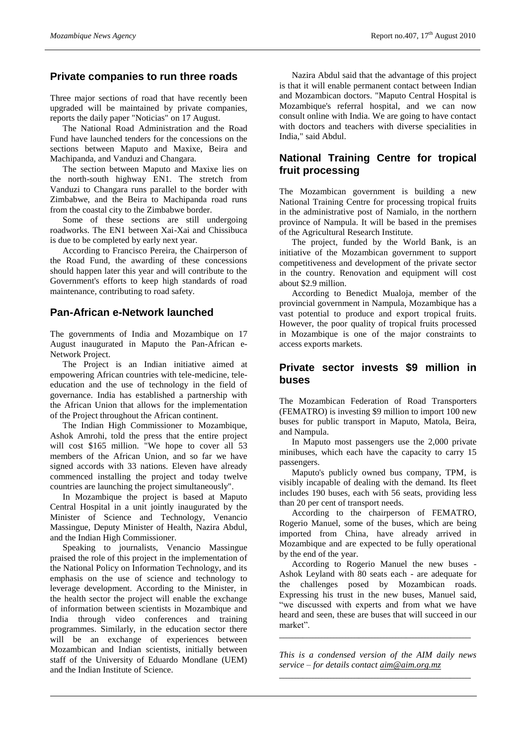## Private companies to run three roads

Three major sections of road that have recently been upgraded will be maintained by private companies, reports the daily paper "Noticias" on 17 August.

The National Road Administration and the Road Fund have launched tenders for the concessions on the sections between Maputo and Maxixe, Beira and Machipanda, and Vanduzi and Changara.

The section between Maputo and Maxixe lies on the north-south highway EN1. The stretch from Vanduzi to Changara runs parallel to the border with Zimbabwe, and the Beira to Machipanda road runs from the coastal city to the Zimbabwe border.

Some of these sections are still undergoing roadworks. The EN1 between Xai-Xai and Chissibuca is due to be completed by early next year.

According to Francisco Pereira, the Chairperson of the Road Fund, the awarding of these concessions should happen later this year and will contribute to the Government's efforts to keep high standards of road maintenance, contributing to road safety.

## Pan-African e-Network launched

The governments of India and Mozambique on 17 August inaugurated in Maputo the Pan-African e-Network Project.

The Project is an Indian initiative aimed at empowering African countries with tele-medicine, tele-education and the use of technology in the field of governance. India has established a partnership with the African Union that allows for the implementation of the Project throughout the African continent.

The Indian High Commissioner to Mozambique, Ashok Amrohi, told the press that the entire project will cost $165 million. "We hope to cover all 53 members of the African Union, and so far we have signed accords with 33 nations. Eleven have already commenced installing the project and today twelve countries are launching the project simultaneously".

In Mozambique the project is based at Maputo Central Hospital in a unit jointly inaugurated by the Minister of Science and Technology, Venancio Massingue, Deputy Minister of Health, Nazira Abdul, and the Indian High Commissioner.

Speaking to journalists, Venancio Massingue praised the role of this project in the implementation of the National Policy on Information Technology, and its emphasis on the use of science and technology to leverage development. According to the Minister, in the health sector the project will enable the exchange of information between scientists in Mozambique and India through video conferences and training programmes. Similarly, in the education sector there will be an exchange of experiences between Mozambican and Indian scientists, initially between staff of the University of Eduardo Mondlane (UEM) and the Indian Institute of Science.

Nazira Abdul said that the advantage of this project is that it will enable permanent contact between Indian and Mozambican doctors. "Maputo Central Hospital is Mozambique's referral hospital, and we can now consult online with India. We are going to have contact with doctors and teachers with diverse specialities in India," said Abdul.

## National Training Centre for tropical fruit processing

The Mozambican government is building a new National Training Centre for processing tropical fruits in the administrative post of Namialo, in the northern province of Nampula. It will be based in the premises of the Agricultural Research Institute.

The project, funded by the World Bank, is an initiative of the Mozambican government to support competitiveness and development of the private sector in the country. Renovation and equipment will cost about $2.9 million.

According to Benedict Mualoja, member of the provincial government in Nampula, Mozambique has a vast potential to produce and export tropical fruits. However, the poor quality of tropical fruits processed in Mozambique is one of the major constraints to access exports markets.

## Private sector invests $9 million in buses

The Mozambican Federation of Road Transporters (FEMATRO) is investing $9 million to import 100 new buses for public transport in Maputo, Matola, Beira, and Nampula.

In Maputo most passengers use the 2,000 private minibuses, which each have the capacity to carry 15 passengers.

Maputo's publicly owned bus company, TPM, is visibly incapable of dealing with the demand. Its fleet includes 190 buses, each with 56 seats, providing less than 20 per cent of transport needs.

According to the chairperson of FEMATRO, Rogerio Manuel, some of the buses, which are being imported from China, have already arrived in Mozambique and are expected to be fully operational by the end of the year.

According to Rogerio Manuel the new buses - Ashok Leyland with 80 seats each - are adequate for the challenges posed by Mozambican roads. Expressing his trust in the new buses, Manuel said, "we discussed with experts and from what we have heard and seen, these are buses that will succeed in our market".

---

*This is a condensed version of the AIM daily news service – for details contact aim@aim.org.mz*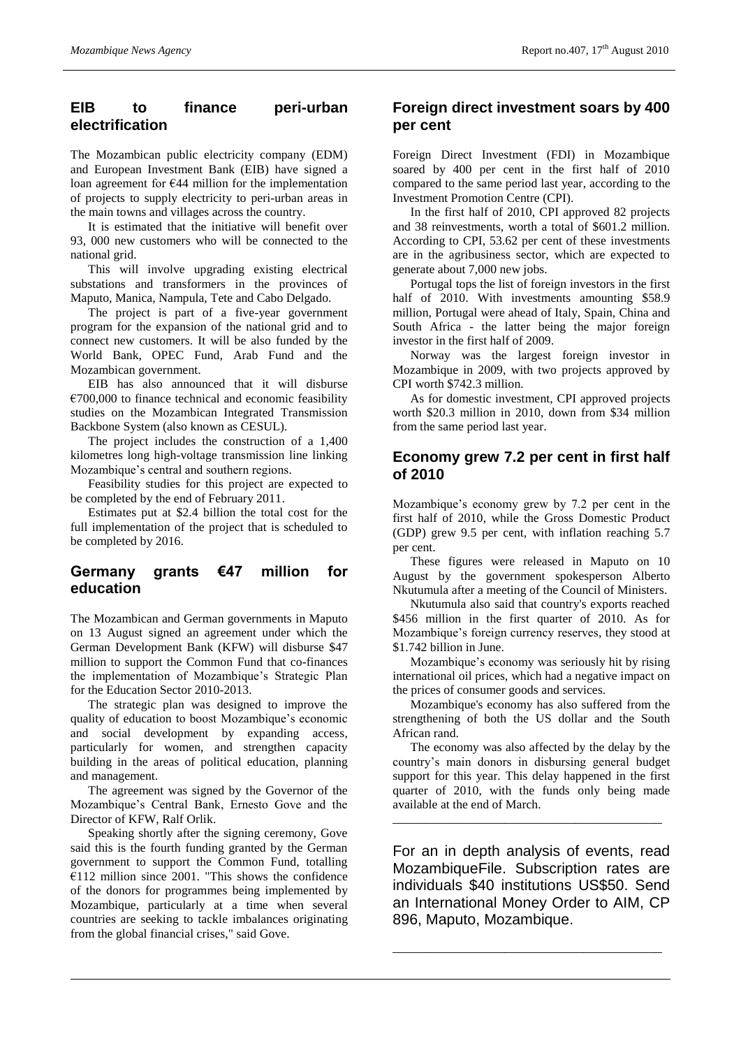## EIB to finance peri-urban electrification

The Mozambican public electricity company (EDM) and European Investment Bank (EIB) have signed a loan agreement for €44 million for the implementation of projects to supply electricity to peri-urban areas in the main towns and villages across the country.

It is estimated that the initiative will benefit over 93, 000 new customers who will be connected to the national grid.

This will involve upgrading existing electrical substations and transformers in the provinces of Maputo, Manica, Nampula, Tete and Cabo Delgado.

The project is part of a five-year government program for the expansion of the national grid and to connect new customers. It will be also funded by the World Bank, OPEC Fund, Arab Fund and the Mozambican government.

EIB has also announced that it will disburse €700,000 to finance technical and economic feasibility studies on the Mozambican Integrated Transmission Backbone System (also known as CESUL).

The project includes the construction of a 1,400 kilometres long high-voltage transmission line linking Mozambique's central and southern regions.

Feasibility studies for this project are expected to be completed by the end of February 2011.

Estimates put at $2.4 billion the total cost for the full implementation of the project that is scheduled to be completed by 2016.

## Germany grants €47 million for education

The Mozambican and German governments in Maputo on 13 August signed an agreement under which the German Development Bank (KFW) will disburse $47 million to support the Common Fund that co-finances the implementation of Mozambique's Strategic Plan for the Education Sector 2010-2013.

The strategic plan was designed to improve the quality of education to boost Mozambique's economic and social development by expanding access, particularly for women, and strengthen capacity building in the areas of political education, planning and management.

The agreement was signed by the Governor of the Mozambique's Central Bank, Ernesto Gove and the Director of KFW, Ralf Orlik.

Speaking shortly after the signing ceremony, Gove said this is the fourth funding granted by the German government to support the Common Fund, totalling €112 million since 2001. "This shows the confidence of the donors for programmes being implemented by Mozambique, particularly at a time when several countries are seeking to tackle imbalances originating from the global financial crises," said Gove.

## Foreign direct investment soars by 400 per cent

Foreign Direct Investment (FDI) in Mozambique soared by 400 per cent in the first half of 2010 compared to the same period last year, according to the Investment Promotion Centre (CPI).

In the first half of 2010, CPI approved 82 projects and 38 reinvestments, worth a total of $601.2 million. According to CPI, 53.62 per cent of these investments are in the agribusiness sector, which are expected to generate about 7,000 new jobs.

Portugal tops the list of foreign investors in the first half of 2010. With investments amounting $58.9 million, Portugal were ahead of Italy, Spain, China and South Africa - the latter being the major foreign investor in the first half of 2009.

Norway was the largest foreign investor in Mozambique in 2009, with two projects approved by CPI worth $742.3 million.

As for domestic investment, CPI approved projects worth $20.3 million in 2010, down from $34 million from the same period last year.

## Economy grew 7.2 per cent in first half of 2010

Mozambique's economy grew by 7.2 per cent in the first half of 2010, while the Gross Domestic Product (GDP) grew 9.5 per cent, with inflation reaching 5.7 per cent.

These figures were released in Maputo on 10 August by the government spokesperson Alberto Nkutumula after a meeting of the Council of Ministers.

Nkutumula also said that country's exports reached $456 million in the first quarter of 2010. As for Mozambique's foreign currency reserves, they stood at $1.742 billion in June.

Mozambique's economy was seriously hit by rising international oil prices, which had a negative impact on the prices of consumer goods and services.

Mozambique's economy has also suffered from the strengthening of both the US dollar and the South African rand.

The economy was also affected by the delay by the country's main donors in disbursing general budget support for this year. This delay happened in the first quarter of 2010, with the funds only being made available at the end of March.

---

For an in depth analysis of events, read MozambiqueFile. Subscription rates are individuals $40 institutions US$50. Send an International Money Order to AIM, CP 896, Maputo, Mozambique.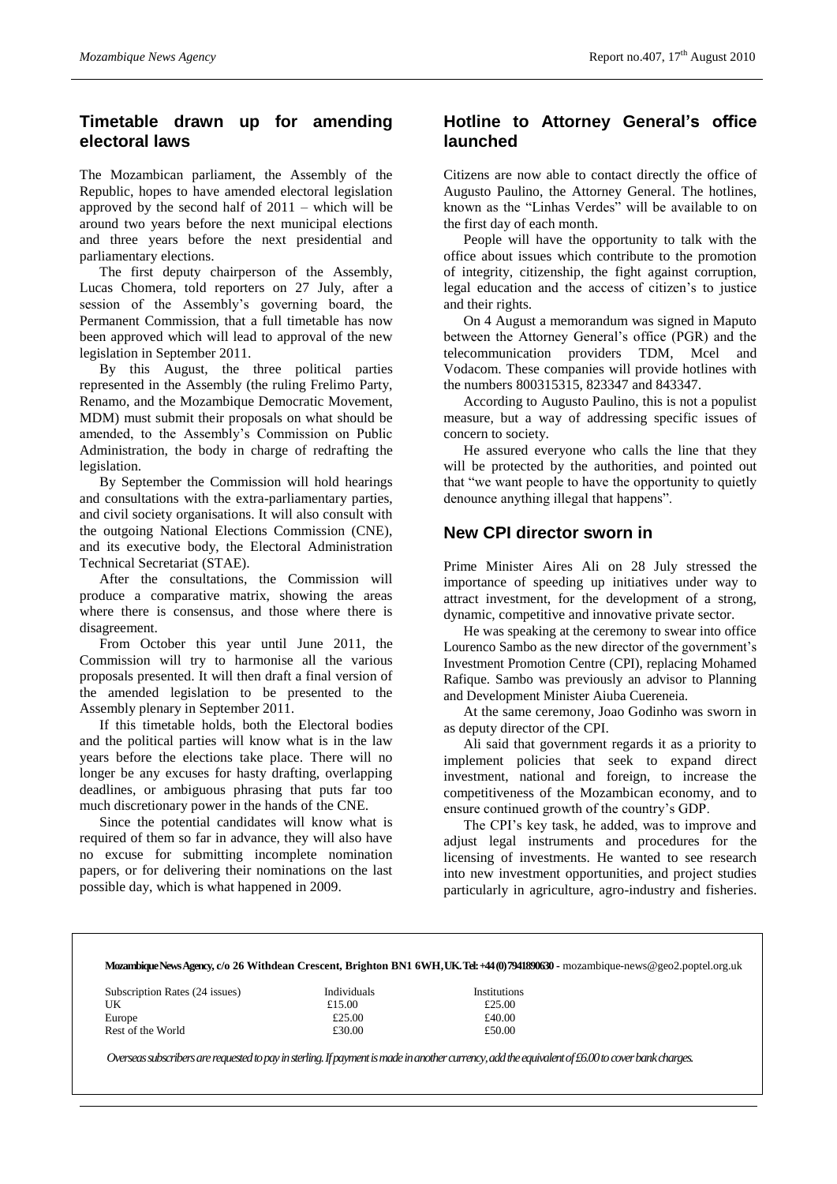## Timetable drawn up for amending electoral laws

The Mozambican parliament, the Assembly of the Republic, hopes to have amended electoral legislation approved by the second half of 2011 – which will be around two years before the next municipal elections and three years before the next presidential and parliamentary elections.

The first deputy chairperson of the Assembly, Lucas Chomera, told reporters on 27 July, after a session of the Assembly's governing board, the Permanent Commission, that a full timetable has now been approved which will lead to approval of the new legislation in September 2011.

By this August, the three political parties represented in the Assembly (the ruling Frelimo Party, Renamo, and the Mozambique Democratic Movement, MDM) must submit their proposals on what should be amended, to the Assembly's Commission on Public Administration, the body in charge of redrafting the legislation.

By September the Commission will hold hearings and consultations with the extra-parliamentary parties, and civil society organisations. It will also consult with the outgoing National Elections Commission (CNE), and its executive body, the Electoral Administration Technical Secretariat (STAE).

After the consultations, the Commission will produce a comparative matrix, showing the areas where there is consensus, and those where there is disagreement.

From October this year until June 2011, the Commission will try to harmonise all the various proposals presented. It will then draft a final version of the amended legislation to be presented to the Assembly plenary in September 2011.

If this timetable holds, both the Electoral bodies and the political parties will know what is in the law years before the elections take place. There will no longer be any excuses for hasty drafting, overlapping deadlines, or ambiguous phrasing that puts far too much discretionary power in the hands of the CNE.

Since the potential candidates will know what is required of them so far in advance, they will also have no excuse for submitting incomplete nomination papers, or for delivering their nominations on the last possible day, which is what happened in 2009.

## Hotline to Attorney General's office launched

Citizens are now able to contact directly the office of Augusto Paulino, the Attorney General. The hotlines, known as the "Linhas Verdes" will be available to on the first day of each month.

People will have the opportunity to talk with the office about issues which contribute to the promotion of integrity, citizenship, the fight against corruption, legal education and the access of citizen's to justice and their rights.

On 4 August a memorandum was signed in Maputo between the Attorney General's office (PGR) and the telecommunication providers TDM, Mcel and Vodacom. These companies will provide hotlines with the numbers 800315315, 823347 and 843347.

According to Augusto Paulino, this is not a populist measure, but a way of addressing specific issues of concern to society.

He assured everyone who calls the line that they will be protected by the authorities, and pointed out that "we want people to have the opportunity to quietly denounce anything illegal that happens".

## New CPI director sworn in

Prime Minister Aires Ali on 28 July stressed the importance of speeding up initiatives under way to attract investment, for the development of a strong, dynamic, competitive and innovative private sector.

He was speaking at the ceremony to swear into office Lourenco Sambo as the new director of the government's Investment Promotion Centre (CPI), replacing Mohamed Rafique. Sambo was previously an advisor to Planning and Development Minister Aiuba Cuereneia.

At the same ceremony, Joao Godinho was sworn in as deputy director of the CPI.

Ali said that government regards it as a priority to implement policies that seek to expand direct investment, national and foreign, to increase the competitiveness of the Mozambican economy, and to ensure continued growth of the country's GDP.

The CPI's key task, he added, was to improve and adjust legal instruments and procedures for the licensing of investments. He wanted to see research into new investment opportunities, and project studies particularly in agriculture, agro-industry and fisheries.

**Mozambique News Agency, c/o 26 Withdean Crescent, Brighton BN1 6WH, UK. Tel: +44 (0) 7941890630** - mozambique-news@geo2.poptel.org.uk

| Subscription Rates (24 issues) | Individuals | Institutions |
|---|---|---|
| UK | £15.00 | £25.00 |
| Europe | £25.00 | £40.00 |
| Rest of the World | £30.00 | £50.00 |

*Overseas subscribers are requested to pay in sterling. If payment is made in another currency, add the equivalent of £6.00 to cover bank charges.*